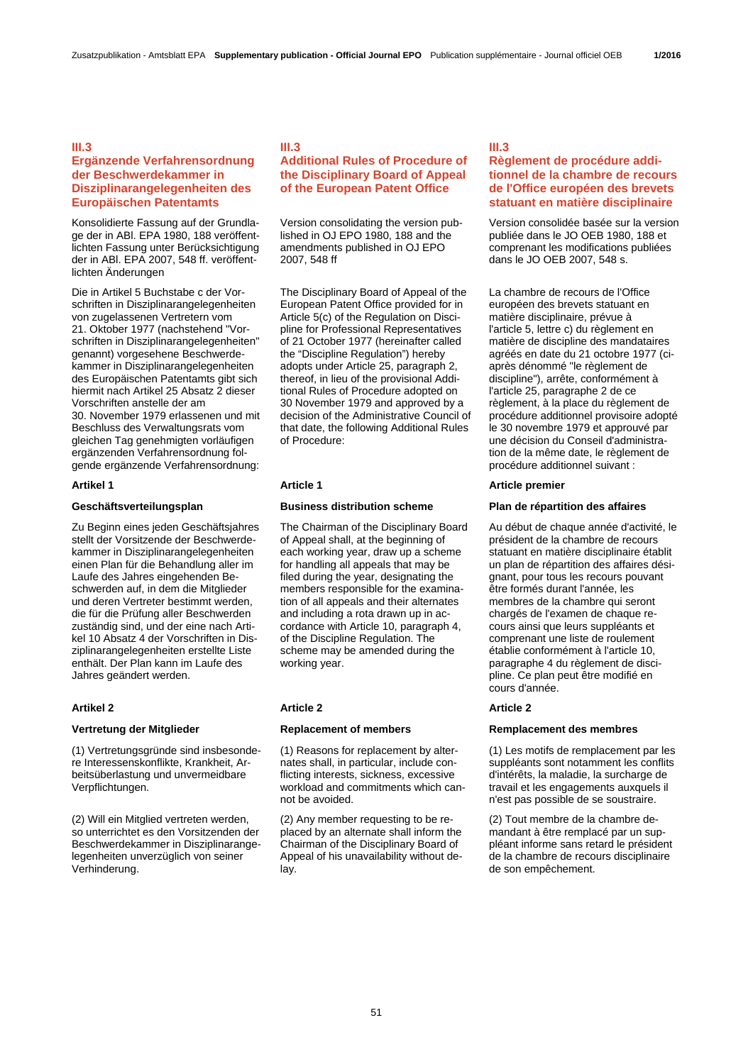# III.3
## Ergänzende Verfahrensordnung der Beschwerdekammer in Disziplinarangelegenheiten des Europäischen Patentamts

Konsolidierte Fassung auf der Grundlage der in ABl. EPA 1980, 188 veröffentlichten Fassung unter Berücksichtigung der in ABl. EPA 2007, 548 ff. veröffentlichten Änderungen

Die in Artikel 5 Buchstabe c der Vorschriften in Disziplinarangelegenheiten von zugelassenen Vertretern vom 21. Oktober 1977 (nachstehend "Vorschriften in Disziplinarangelegenheiten" genannt) vorgesehene Beschwerdekammer in Disziplinarangelegenheiten des Europäischen Patentamts gibt sich hiermit nach Artikel 25 Absatz 2 dieser Vorschriften anstelle der am 30. November 1979 erlassenen und mit Beschluss des Verwaltungsrats vom gleichen Tag genehmigten vorläufigen ergänzenden Verfahrensordnung folgende ergänzende Verfahrensordnung:

**Artikel 1**

**Geschäftsverteilungsplan**

Zu Beginn eines jeden Geschäftsjahres stellt der Vorsitzende der Beschwerdekammer in Disziplinarangelegenheiten einen Plan für die Behandlung aller im Laufe des Jahres eingehenden Beschwerden auf, in dem die Mitglieder und deren Vertreter bestimmt werden, die für die Prüfung aller Beschwerden zuständig sind, und der eine nach Artikel 10 Absatz 4 der Vorschriften in Disziplinarangelegenheiten erstellte Liste enthält. Der Plan kann im Laufe des Jahres geändert werden.

**Artikel 2**

**Vertretung der Mitglieder**

(1) Vertretungsgründe sind insbesondere Interessenskonflikte, Krankheit, Arbeitsüberlastung und unvermeidbare Verpflichtungen.

(2) Will ein Mitglied vertreten werden, so unterrichtet es den Vorsitzenden der Beschwerdekammer in Disziplinarangelegenheiten unverzüglich von seiner Verhinderung.

# III.3
## Additional Rules of Procedure of the Disciplinary Board of Appeal of the European Patent Office

Version consolidating the version published in OJ EPO 1980, 188 and the amendments published in OJ EPO 2007, 548 ff

The Disciplinary Board of Appeal of the European Patent Office provided for in Article 5(c) of the Regulation on Discipline for Professional Representatives of 21 October 1977 (hereinafter called the “Discipline Regulation”) hereby adopts under Article 25, paragraph 2, thereof, in lieu of the provisional Additional Rules of Procedure adopted on 30 November 1979 and approved by a decision of the Administrative Council of that date, the following Additional Rules of Procedure:

**Article 1**

**Business distribution scheme**

The Chairman of the Disciplinary Board of Appeal shall, at the beginning of each working year, draw up a scheme for handling all appeals that may be filed during the year, designating the members responsible for the examination of all appeals and their alternates and including a rota drawn up in accordance with Article 10, paragraph 4, of the Discipline Regulation. The scheme may be amended during the working year.

**Article 2**

**Replacement of members**

(1) Reasons for replacement by alternates shall, in particular, include conflicting interests, sickness, excessive workload and commitments which cannot be avoided.

(2) Any member requesting to be replaced by an alternate shall inform the Chairman of the Disciplinary Board of Appeal of his unavailability without delay.

# III.3
## Règlement de procédure additionnel de la chambre de recours de l'Office européen des brevets statuant en matière disciplinaire

Version consolidée basée sur la version publiée dans le JO OEB 1980, 188 et comprenant les modifications publiées dans le JO OEB 2007, 548 s.

La chambre de recours de l'Office européen des brevets statuant en matière disciplinaire, prévue à l'article 5, lettre c) du règlement en matière de discipline des mandataires agréés en date du 21 octobre 1977 (ci-après dénommé "le règlement de discipline"), arrête, conformément à l'article 25, paragraphe 2 de ce règlement, à la place du règlement de procédure additionnel provisoire adopté le 30 novembre 1979 et approuvé par une décision du Conseil d'administration de la même date, le règlement de procédure additionnel suivant :

**Article premier**

**Plan de répartition des affaires**

Au début de chaque année d'activité, le président de la chambre de recours statuant en matière disciplinaire établit un plan de répartition des affaires désignant, pour tous les recours pouvant être formés durant l'année, les membres de la chambre qui seront chargés de l'examen de chaque recours ainsi que leurs suppléants et comprenant une liste de roulement établie conformément à l'article 10, paragraphe 4 du règlement de discipline. Ce plan peut être modifié en cours d'année.

**Article 2**

**Remplacement des membres**

(1) Les motifs de remplacement par les suppléants sont notamment les conflits d'intérêts, la maladie, la surcharge de travail et les engagements auxquels il n'est pas possible de se soustraire.

(2) Tout membre de la chambre demandant à être remplacé par un suppléant informe sans retard le président de la chambre de recours disciplinaire de son empêchement.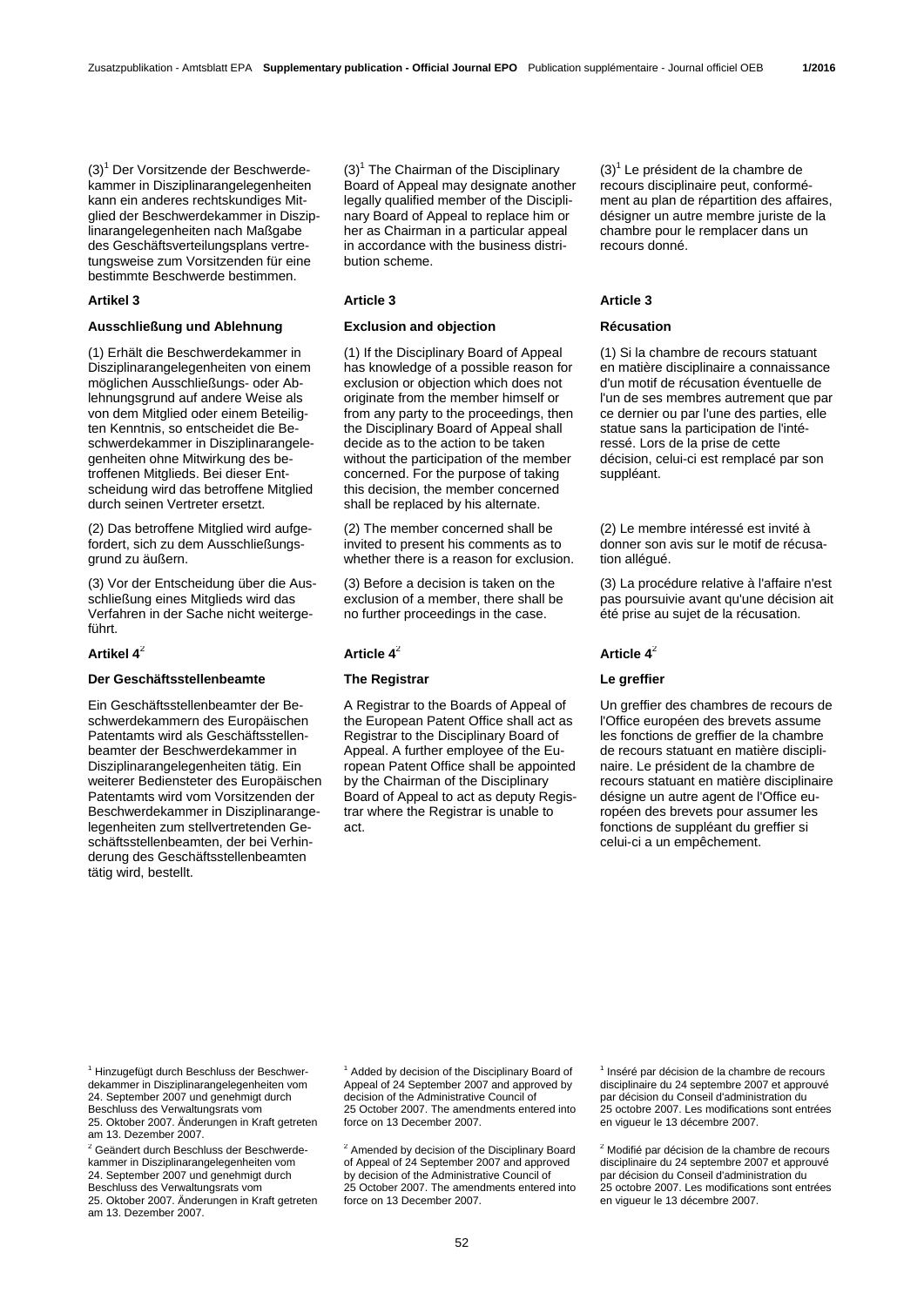(3)[1] Der Vorsitzende der Beschwerdekammer in Disziplinarangelegenheiten kann ein anderes rechtskundiges Mitglied der Beschwerdekammer in Disziplinarangelegenheiten nach Maßgabe des Geschäftsverteilungsplans vertretungsweise zum Vorsitzenden für eine bestimmte Beschwerde bestimmen.

### Artikel 3

### Ausschließung und Ablehnung

(1) Erhält die Beschwerdekammer in Disziplinarangelegenheiten von einem möglichen Ausschließungs- oder Ablehnungsgrund auf andere Weise als von dem Mitglied oder einem Beteiligten Kenntnis, so entscheidet die Beschwerdekammer in Disziplinarangelegenheiten ohne Mitwirkung des betroffenen Mitglieds. Bei dieser Entscheidung wird das betroffene Mitglied durch seinen Vertreter ersetzt.

(2) Das betroffene Mitglied wird aufgefordert, sich zu dem Ausschließungsgrund zu äußern.

(3) Vor der Entscheidung über die Ausschließung eines Mitglieds wird das Verfahren in der Sache nicht weitergeführt.

### Artikel 4[2]

### Der Geschäftsstellenbeamte

Ein Geschäftsstellenbeamter der Beschwerdekammern des Europäischen Patentamts wird als Geschäftsstellenbeamter der Beschwerdekammer in Disziplinarangelegenheiten tätig. Ein weiterer Bediensteter des Europäischen Patentamts wird vom Vorsitzenden der Beschwerdekammer in Disziplinarangelegenheiten zum stellvertretenden Geschäftsstellenbeamten, der bei Verhinderung des Geschäftsstellenbeamten tätig wird, bestellt.

[1] Hinzugefügt durch Beschluss der Beschwerdekammer in Disziplinarangelegenheiten vom 24. September 2007 und genehmigt durch Beschluss des Verwaltungsrats vom 25. Oktober 2007. Änderungen in Kraft getreten am 13. Dezember 2007.

[2] Geändert durch Beschluss der Beschwerdekammer in Disziplinarangelegenheiten vom 24. September 2007 und genehmigt durch Beschluss des Verwaltungsrats vom 25. Oktober 2007. Änderungen in Kraft getreten am 13. Dezember 2007.

(3)[1] The Chairman of the Disciplinary Board of Appeal may designate another legally qualified member of the Disciplinary Board of Appeal to replace him or her as Chairman in a particular appeal in accordance with the business distribution scheme.

### Article 3

### Exclusion and objection

(1) If the Disciplinary Board of Appeal has knowledge of a possible reason for exclusion or objection which does not originate from the member himself or from any party to the proceedings, then the Disciplinary Board of Appeal shall decide as to the action to be taken without the participation of the member concerned. For the purpose of taking this decision, the member concerned shall be replaced by his alternate.

(2) The member concerned shall be invited to present his comments as to whether there is a reason for exclusion.

(3) Before a decision is taken on the exclusion of a member, there shall be no further proceedings in the case.

### Article 4[2]

### The Registrar

A Registrar to the Boards of Appeal of the European Patent Office shall act as Registrar to the Disciplinary Board of Appeal. A further employee of the European Patent Office shall be appointed by the Chairman of the Disciplinary Board of Appeal to act as deputy Registrar where the Registrar is unable to act.

[1] Added by decision of the Disciplinary Board of Appeal of 24 September 2007 and approved by decision of the Administrative Council of 25 October 2007. The amendments entered into force on 13 December 2007.

[2] Amended by decision of the Disciplinary Board of Appeal of 24 September 2007 and approved by decision of the Administrative Council of 25 October 2007. The amendments entered into force on 13 December 2007.

(3)[1] Le président de la chambre de recours disciplinaire peut, conformément au plan de répartition des affaires, désigner un autre membre juriste de la chambre pour le remplacer dans un recours donné.

### Article 3

### Récusation

(1) Si la chambre de recours statuant en matière disciplinaire a connaissance d'un motif de récusation éventuelle de l'un de ses membres autrement que par ce dernier ou par l'une des parties, elle statue sans la participation de l'intéressé. Lors de la prise de cette décision, celui-ci est remplacé par son suppléant.

(2) Le membre intéressé est invité à donner son avis sur le motif de récusation allégué.

(3) La procédure relative à l'affaire n'est pas poursuivie avant qu'une décision ait été prise au sujet de la récusation.

### Article 4[2]

### Le greffier

Un greffier des chambres de recours de l'Office européen des brevets assume les fonctions de greffier de la chambre de recours statuant en matière disciplinaire. Le président de la chambre de recours statuant en matière disciplinaire désigne un autre agent de l'Office européen des brevets pour assumer les fonctions de suppléant du greffier si celui-ci a un empêchement.

[1] Inséré par décision de la chambre de recours disciplinaire du 24 septembre 2007 et approuvé par décision du Conseil d'administration du 25 octobre 2007. Les modifications sont entrées en vigueur le 13 décembre 2007.

[2] Modifié par décision de la chambre de recours disciplinaire du 24 septembre 2007 et approuvé par décision du Conseil d'administration du 25 octobre 2007. Les modifications sont entrées en vigueur le 13 décembre 2007.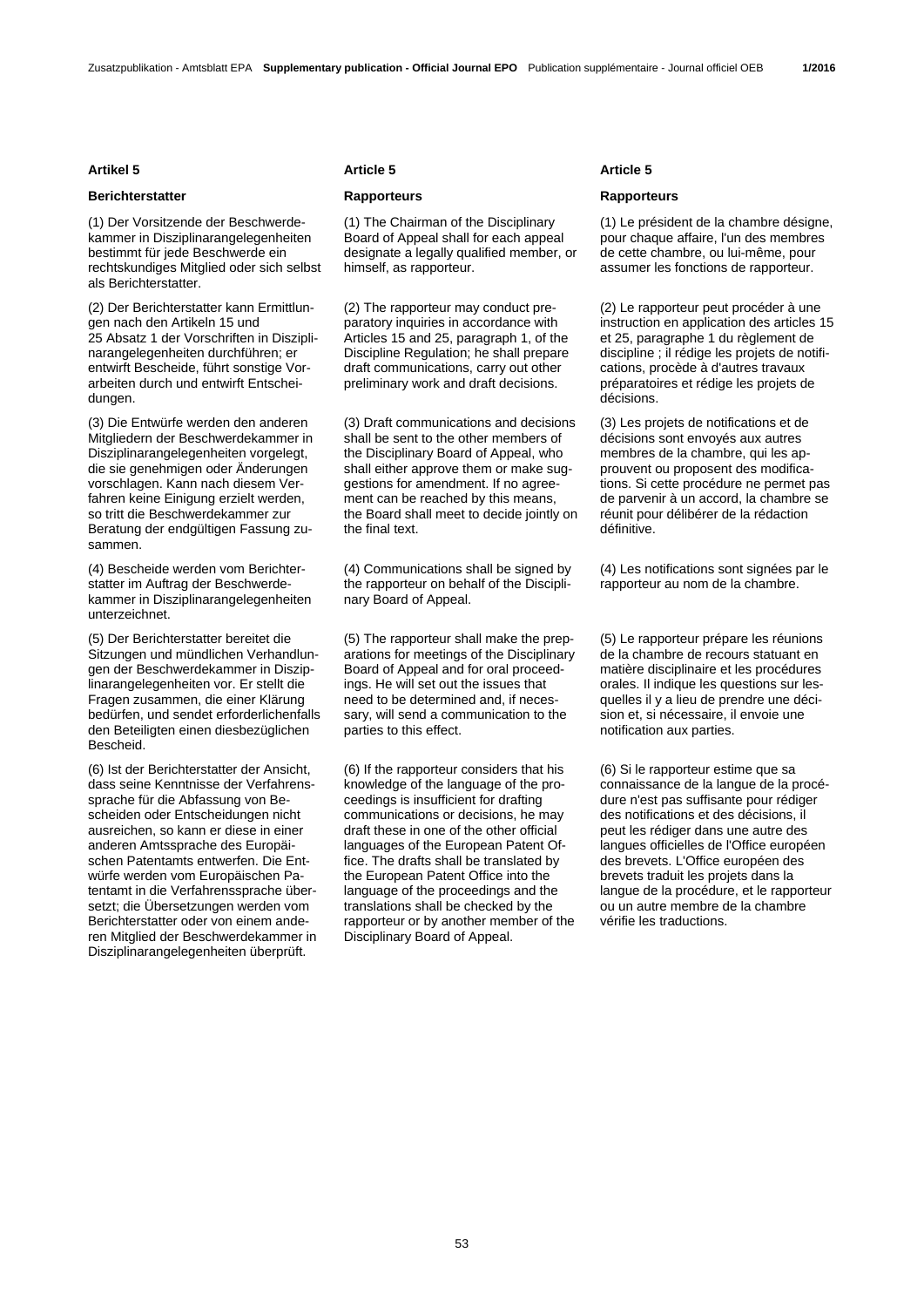**Artikel 5**

**Berichterstatter**

(1) Der Vorsitzende der Beschwerdekammer in Disziplinarangelegenheiten bestimmt für jede Beschwerde ein rechtskundiges Mitglied oder sich selbst als Berichterstatter.

(2) Der Berichterstatter kann Ermittlungen nach den Artikeln 15 und 25 Absatz 1 der Vorschriften in Disziplinarangelegenheiten durchführen; er entwirft Bescheide, führt sonstige Vorarbeiten durch und entwirft Entscheidungen.

(3) Die Entwürfe werden den anderen Mitgliedern der Beschwerdekammer in Disziplinarangelegenheiten vorgelegt, die sie genehmigen oder Änderungen vorschlagen. Kann nach diesem Verfahren keine Einigung erzielt werden, so tritt die Beschwerdekammer zur Beratung der endgültigen Fassung zusammen.

(4) Bescheide werden vom Berichterstatter im Auftrag der Beschwerdekammer in Disziplinarangelegenheiten unterzeichnet.

(5) Der Berichterstatter bereitet die Sitzungen und mündlichen Verhandlungen der Beschwerdekammer in Disziplinarangelegenheiten vor. Er stellt die Fragen zusammen, die einer Klärung bedürfen, und sendet erforderlichenfalls den Beteiligten einen diesbezüglichen Bescheid.

(6) Ist der Berichterstatter der Ansicht, dass seine Kenntnisse der Verfahrenssprache für die Abfassung von Bescheiden oder Entscheidungen nicht ausreichen, so kann er diese in einer anderen Amtssprache des Europäischen Patentamts entwerfen. Die Entwürfe werden vom Europäischen Patentamt in die Verfahrenssprache übersetzt; die Übersetzungen werden vom Berichterstatter oder von einem anderen Mitglied der Beschwerdekammer in Disziplinarangelegenheiten überprüft.

**Article 5**

**Rapporteurs**

(1) The Chairman of the Disciplinary Board of Appeal shall for each appeal designate a legally qualified member, or himself, as rapporteur.

(2) The rapporteur may conduct preparatory inquiries in accordance with Articles 15 and 25, paragraph 1, of the Discipline Regulation; he shall prepare draft communications, carry out other preliminary work and draft decisions.

(3) Draft communications and decisions shall be sent to the other members of the Disciplinary Board of Appeal, who shall either approve them or make suggestions for amendment. If no agreement can be reached by this means, the Board shall meet to decide jointly on the final text.

(4) Communications shall be signed by the rapporteur on behalf of the Disciplinary Board of Appeal.

(5) The rapporteur shall make the preparations for meetings of the Disciplinary Board of Appeal and for oral proceedings. He will set out the issues that need to be determined and, if necessary, will send a communication to the parties to this effect.

(6) If the rapporteur considers that his knowledge of the language of the proceedings is insufficient for drafting communications or decisions, he may draft these in one of the other official languages of the European Patent Office. The drafts shall be translated by the European Patent Office into the language of the proceedings and the translations shall be checked by the rapporteur or by another member of the Disciplinary Board of Appeal.

**Article 5**

**Rapporteurs**

(1) Le président de la chambre désigne, pour chaque affaire, l'un des membres de cette chambre, ou lui-même, pour assumer les fonctions de rapporteur.

(2) Le rapporteur peut procéder à une instruction en application des articles 15 et 25, paragraphe 1 du règlement de discipline ; il rédige les projets de notifications, procède à d'autres travaux préparatoires et rédige les projets de décisions.

(3) Les projets de notifications et de décisions sont envoyés aux autres membres de la chambre, qui les approuvent ou proposent des modifications. Si cette procédure ne permet pas de parvenir à un accord, la chambre se réunit pour délibérer de la rédaction définitive.

(4) Les notifications sont signées par le rapporteur au nom de la chambre.

(5) Le rapporteur prépare les réunions de la chambre de recours statuant en matière disciplinaire et les procédures orales. Il indique les questions sur lesquelles il y a lieu de prendre une décision et, si nécessaire, il envoie une notification aux parties.

(6) Si le rapporteur estime que sa connaissance de la langue de la procédure n'est pas suffisante pour rédiger des notifications et des décisions, il peut les rédiger dans une autre des langues officielles de l'Office européen des brevets. L'Office européen des brevets traduit les projets dans la langue de la procédure, et le rapporteur ou un autre membre de la chambre vérifie les traductions.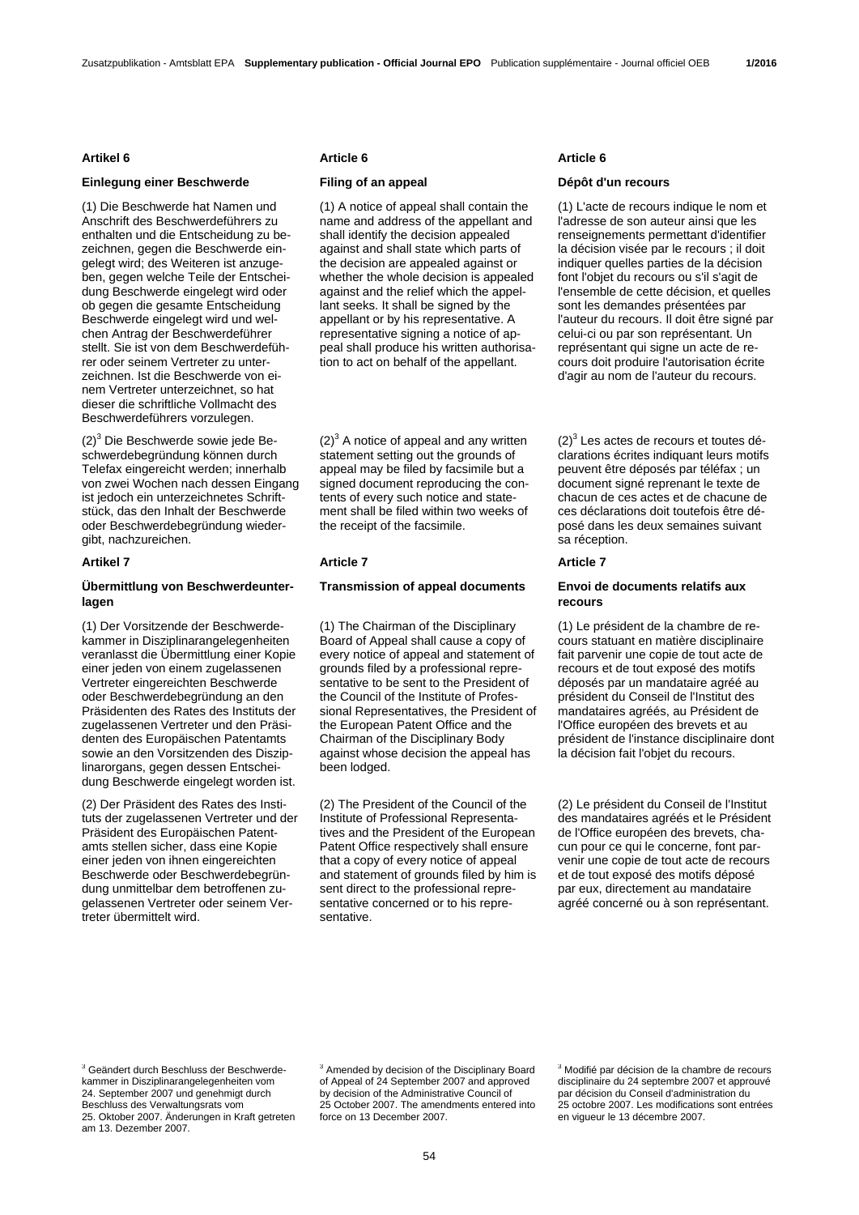### Artikel 6

#### Einlegung einer Beschwerde

(1) Die Beschwerde hat Namen und Anschrift des Beschwerdeführers zu enthalten und die Entscheidung zu bezeichnen, gegen die Beschwerde eingelegt wird; des Weiteren ist anzugeben, gegen welche Teile der Entscheidung Beschwerde eingelegt wird oder ob gegen die gesamte Entscheidung Beschwerde eingelegt wird und welchen Antrag der Beschwerdeführer stellt. Sie ist von dem Beschwerdeführer oder seinem Vertreter zu unterzeichnen. Ist die Beschwerde von einem Vertreter unterzeichnet, so hat dieser die schriftliche Vollmacht des Beschwerdeführers vorzulegen.

(2)[3] Die Beschwerde sowie jede Beschwerdebegründung können durch Telefax eingereicht werden; innerhalb von zwei Wochen nach dessen Eingang ist jedoch ein unterzeichnetes Schriftstück, das den Inhalt der Beschwerde oder Beschwerdebegründung wiedergibt, nachzureichen.

### Artikel 7

#### Übermittlung von Beschwerdeunterlagen

(1) Der Vorsitzende der Beschwerdekammer in Disziplinarangelegenheiten veranlasst die Übermittlung einer Kopie einer jeden von einem zugelassenen Vertreter eingereichten Beschwerde oder Beschwerdebegründung an den Präsidenten des Rates des Instituts der zugelassenen Vertreter und den Präsidenten des Europäischen Patentamts sowie an den Vorsitzenden des Disziplinarorgans, gegen dessen Entscheidung Beschwerde eingelegt worden ist.

(2) Der Präsident des Rates des Instituts der zugelassenen Vertreter und der Präsident des Europäischen Patentamts stellen sicher, dass eine Kopie einer jeden von ihnen eingereichten Beschwerde oder Beschwerdebegründung unmittelbar dem betroffenen zugelassenen Vertreter oder seinem Vertreter übermittelt wird.

[3] Geändert durch Beschluss der Beschwerdekammer in Disziplinarangelegenheiten vom 24. September 2007 und genehmigt durch Beschluss des Verwaltungsrats vom 25. Oktober 2007. Änderungen in Kraft getreten am 13. Dezember 2007.

### Article 6

#### Filing of an appeal

(1) A notice of appeal shall contain the name and address of the appellant and shall identify the decision appealed against and shall state which parts of the decision are appealed against or whether the whole decision is appealed against and the relief which the appellant seeks. It shall be signed by the appellant or by his representative. A representative signing a notice of appeal shall produce his written authorisation to act on behalf of the appellant.

(2)[3] A notice of appeal and any written statement setting out the grounds of appeal may be filed by facsimile but a signed document reproducing the contents of every such notice and statement shall be filed within two weeks of the receipt of the facsimile.

### Article 7

#### Transmission of appeal documents

(1) The Chairman of the Disciplinary Board of Appeal shall cause a copy of every notice of appeal and statement of grounds filed by a professional representative to be sent to the President of the Council of the Institute of Professional Representatives, the President of the European Patent Office and the Chairman of the Disciplinary Body against whose decision the appeal has been lodged.

(2) The President of the Council of the Institute of Professional Representatives and the President of the European Patent Office respectively shall ensure that a copy of every notice of appeal and statement of grounds filed by him is sent direct to the professional representative concerned or to his representative.

[3] Amended by decision of the Disciplinary Board of Appeal of 24 September 2007 and approved by decision of the Administrative Council of 25 October 2007. The amendments entered into force on 13 December 2007.

### Article 6

#### Dépôt d'un recours

(1) L'acte de recours indique le nom et l'adresse de son auteur ainsi que les renseignements permettant d'identifier la décision visée par le recours ; il doit indiquer quelles parties de la décision font l'objet du recours ou s'il s'agit de l'ensemble de cette décision, et quelles sont les demandes présentées par l'auteur du recours. Il doit être signé par celui-ci ou par son représentant. Un représentant qui signe un acte de recours doit produire l'autorisation écrite d'agir au nom de l'auteur du recours.

(2)[3] Les actes de recours et toutes déclarations écrites indiquant leurs motifs peuvent être déposés par téléfax ; un document signé reprenant le texte de chacun de ces actes et de chacune de ces déclarations doit toutefois être déposé dans les deux semaines suivant sa réception.

### Article 7

#### Envoi de documents relatifs aux recours

(1) Le président de la chambre de recours statuant en matière disciplinaire fait parvenir une copie de tout acte de recours et de tout exposé des motifs déposés par un mandataire agréé au président du Conseil de l'Institut des mandataires agréés, au Président de l'Office européen des brevets et au président de l'instance disciplinaire dont la décision fait l'objet du recours.

(2) Le président du Conseil de l'Institut des mandataires agréés et le Président de l'Office européen des brevets, chacun pour ce qui le concerne, font parvenir une copie de tout acte de recours et de tout exposé des motifs déposé par eux, directement au mandataire agréé concerné ou à son représentant.

[3] Modifié par décision de la chambre de recours disciplinaire du 24 septembre 2007 et approuvé par décision du Conseil d'administration du 25 octobre 2007. Les modifications sont entrées en vigueur le 13 décembre 2007.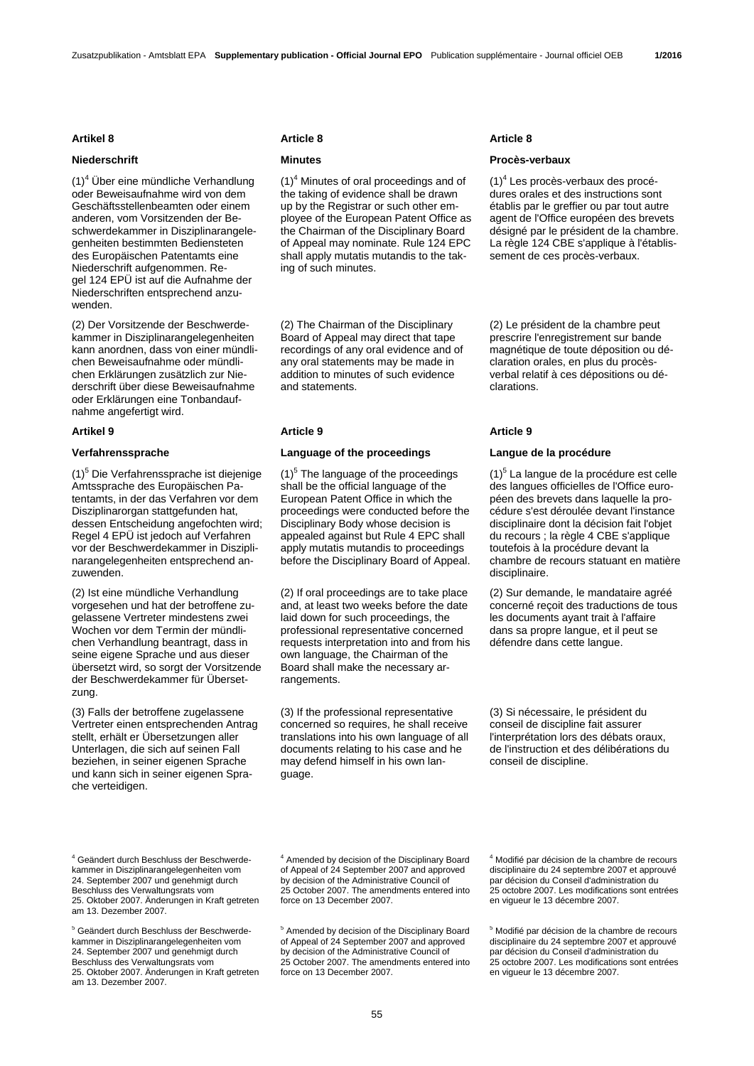### Artikel 8

**Niederschrift**

(1)[4] Über eine mündliche Verhandlung oder Beweisaufnahme wird von dem Geschäftsstellenbeamten oder einem anderen, vom Vorsitzenden der Beschwerdekammer in Disziplinarangelegenheiten bestimmten Bediensteten des Europäischen Patentamts eine Niederschrift aufgenommen. Regel 124 EPÜ ist auf die Aufnahme der Niederschriften entsprechend anzuwenden.

(2) Der Vorsitzende der Beschwerdekammer in Disziplinarangelegenheiten kann anordnen, dass von einer mündlichen Beweisaufnahme oder mündlichen Erklärungen zusätzlich zur Niederschrift über diese Beweisaufnahme oder Erklärungen eine Tonbandaufnahme angefertigt wird.

### Artikel 9

**Verfahrenssprache**

(1)[5] Die Verfahrenssprache ist diejenige Amtssprache des Europäischen Patentamts, in der das Verfahren vor dem Disziplinarorgan stattgefunden hat, dessen Entscheidung angefochten wird; Regel 4 EPÜ ist jedoch auf Verfahren vor der Beschwerdekammer in Disziplinarangelegenheiten entsprechend anzuwenden.

(2) Ist eine mündliche Verhandlung vorgesehen und hat der betroffene zugelassene Vertreter mindestens zwei Wochen vor dem Termin der mündlichen Verhandlung beantragt, dass in seine eigene Sprache und aus dieser übersetzt wird, so sorgt der Vorsitzende der Beschwerdekammer für Übersetzung.

(3) Falls der betroffene zugelassene Vertreter einen entsprechenden Antrag stellt, erhält er Übersetzungen aller Unterlagen, die sich auf seinen Fall beziehen, in seiner eigenen Sprache und kann sich in seiner eigenen Sprache verteidigen.

[4] Geändert durch Beschluss der Beschwerdekammer in Disziplinarangelegenheiten vom 24. September 2007 und genehmigt durch Beschluss des Verwaltungsrats vom 25. Oktober 2007. Änderungen in Kraft getreten am 13. Dezember 2007.

[5] Geändert durch Beschluss der Beschwerdekammer in Disziplinarangelegenheiten vom 24. September 2007 und genehmigt durch Beschluss des Verwaltungsrats vom 25. Oktober 2007. Änderungen in Kraft getreten am 13. Dezember 2007.

### Article 8

**Minutes**

(1)[4] Minutes of oral proceedings and of the taking of evidence shall be drawn up by the Registrar or such other employee of the European Patent Office as the Chairman of the Disciplinary Board of Appeal may nominate. Rule 124 EPC shall apply mutatis mutandis to the taking of such minutes.

(2) The Chairman of the Disciplinary Board of Appeal may direct that tape recordings of any oral evidence and of any oral statements may be made in addition to minutes of such evidence and statements.

### Article 9

**Language of the proceedings**

(1)[5] The language of the proceedings shall be the official language of the European Patent Office in which the proceedings were conducted before the Disciplinary Body whose decision is appealed against but Rule 4 EPC shall apply mutatis mutandis to proceedings before the Disciplinary Board of Appeal.

(2) If oral proceedings are to take place and, at least two weeks before the date laid down for such proceedings, the professional representative concerned requests interpretation into and from his own language, the Chairman of the Board shall make the necessary arrangements.

(3) If the professional representative concerned so requires, he shall receive translations into his own language of all documents relating to his case and he may defend himself in his own language.

[4] Amended by decision of the Disciplinary Board of Appeal of 24 September 2007 and approved by decision of the Administrative Council of 25 October 2007. The amendments entered into force on 13 December 2007.

[5] Amended by decision of the Disciplinary Board of Appeal of 24 September 2007 and approved by decision of the Administrative Council of 25 October 2007. The amendments entered into force on 13 December 2007.

### Article 8

**Procès-verbaux**

(1)[4] Les procès-verbaux des procédures orales et des instructions sont établis par le greffier ou par tout autre agent de l'Office européen des brevets désigné par le président de la chambre. La règle 124 CBE s'applique à l'établissement de ces procès-verbaux.

(2) Le président de la chambre peut prescrire l'enregistrement sur bande magnétique de toute déposition ou déclaration orales, en plus du procès-verbal relatif à ces dépositions ou déclarations.

### Article 9

**Langue de la procédure**

(1)[5] La langue de la procédure est celle des langues officielles de l'Office européen des brevets dans laquelle la procédure s'est déroulée devant l'instance disciplinaire dont la décision fait l'objet du recours ; la règle 4 CBE s'applique toutefois à la procédure devant la chambre de recours statuant en matière disciplinaire.

(2) Sur demande, le mandataire agréé concerné reçoit des traductions de tous les documents ayant trait à l'affaire dans sa propre langue, et il peut se défendre dans cette langue.

(3) Si nécessaire, le président du conseil de discipline fait assurer l'interprétation lors des débats oraux, de l'instruction et des délibérations du conseil de discipline.

[4] Modifié par décision de la chambre de recours disciplinaire du 24 septembre 2007 et approuvé par décision du Conseil d'administration du 25 octobre 2007. Les modifications sont entrées en vigueur le 13 décembre 2007.

[5] Modifié par décision de la chambre de recours disciplinaire du 24 septembre 2007 et approuvé par décision du Conseil d'administration du 25 octobre 2007. Les modifications sont entrées en vigueur le 13 décembre 2007.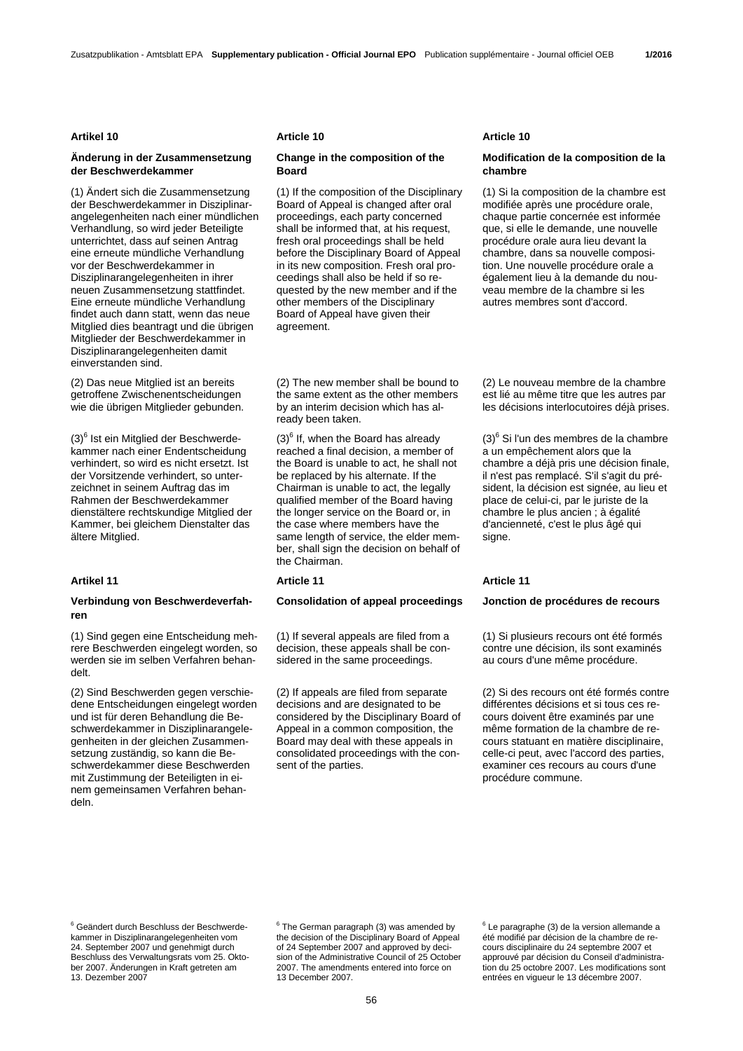**Artikel 10**

**Änderung in der Zusammensetzung der Beschwerdekammer**

(1) Ändert sich die Zusammensetzung der Beschwerdekammer in Disziplinarangelegenheiten nach einer mündlichen Verhandlung, so wird jeder Beteiligte unterrichtet, dass auf seinen Antrag eine erneute mündliche Verhandlung vor der Beschwerdekammer in Disziplinarangelegenheiten in ihrer neuen Zusammensetzung stattfindet. Eine erneute mündliche Verhandlung findet auch dann statt, wenn das neue Mitglied dies beantragt und die übrigen Mitglieder der Beschwerdekammer in Disziplinarangelegenheiten damit einverstanden sind.

(2) Das neue Mitglied ist an bereits getroffene Zwischenentscheidungen wie die übrigen Mitglieder gebunden.

(3)[6] Ist ein Mitglied der Beschwerdekammer nach einer Endentscheidung verhindert, so wird es nicht ersetzt. Ist der Vorsitzende verhindert, so unterzeichnet in seinem Auftrag das im Rahmen der Beschwerdekammer dienstältere rechtskundige Mitglied der Kammer, bei gleichem Dienstalter das ältere Mitglied.

**Artikel 11**

**Verbindung von Beschwerdeverfahren**

(1) Sind gegen eine Entscheidung mehrere Beschwerden eingelegt worden, so werden sie im selben Verfahren behandelt.

(2) Sind Beschwerden gegen verschiedene Entscheidungen eingelegt worden und ist für deren Behandlung die Beschwerdekammer in Disziplinarangelegenheiten in der gleichen Zusammensetzung zuständig, so kann die Beschwerdekammer diese Beschwerden mit Zustimmung der Beteiligten in einem gemeinsamen Verfahren behandeln.

[6] Geändert durch Beschluss der Beschwerdekammer in Disziplinarangelegenheiten vom 24. September 2007 und genehmigt durch Beschluss des Verwaltungsrats vom 25. Oktober 2007. Änderungen in Kraft getreten am 13. Dezember 2007

**Article 10**

**Change in the composition of the Board**

(1) If the composition of the Disciplinary Board of Appeal is changed after oral proceedings, each party concerned shall be informed that, at his request, fresh oral proceedings shall be held before the Disciplinary Board of Appeal in its new composition. Fresh oral proceedings shall also be held if so requested by the new member and if the other members of the Disciplinary Board of Appeal have given their agreement.

(2) The new member shall be bound to the same extent as the other members by an interim decision which has already been taken.

(3)[6] If, when the Board has already reached a final decision, a member of the Board is unable to act, he shall not be replaced by his alternate. If the Chairman is unable to act, the legally qualified member of the Board having the longer service on the Board or, in the case where members have the same length of service, the elder member, shall sign the decision on behalf of the Chairman.

**Article 11**

**Consolidation of appeal proceedings**

(1) If several appeals are filed from a decision, these appeals shall be considered in the same proceedings.

(2) If appeals are filed from separate decisions and are designated to be considered by the Disciplinary Board of Appeal in a common composition, the Board may deal with these appeals in consolidated proceedings with the consent of the parties.

[6] The German paragraph (3) was amended by the decision of the Disciplinary Board of Appeal of 24 September 2007 and approved by decision of the Administrative Council of 25 October 2007. The amendments entered into force on 13 December 2007.

**Article 10**

**Modification de la composition de la chambre**

(1) Si la composition de la chambre est modifiée après une procédure orale, chaque partie concernée est informée que, si elle le demande, une nouvelle procédure orale aura lieu devant la chambre, dans sa nouvelle composition. Une nouvelle procédure orale a également lieu à la demande du nouveau membre de la chambre si les autres membres sont d'accord.

(2) Le nouveau membre de la chambre est lié au même titre que les autres par les décisions interlocutoires déjà prises.

(3)[6] Si l'un des membres de la chambre a un empêchement alors que la chambre a déjà pris une décision finale, il n'est pas remplacé. S'il s'agit du président, la décision est signée, au lieu et place de celui-ci, par le juriste de la chambre le plus ancien ; à égalité d'ancienneté, c'est le plus âgé qui signe.

**Article 11**

**Jonction de procédures de recours**

(1) Si plusieurs recours ont été formés contre une décision, ils sont examinés au cours d'une même procédure.

(2) Si des recours ont été formés contre différentes décisions et si tous ces recours doivent être examinés par une même formation de la chambre de recours statuant en matière disciplinaire, celle-ci peut, avec l'accord des parties, examiner ces recours au cours d'une procédure commune.

[6] Le paragraphe (3) de la version allemande a été modifié par décision de la chambre de recours disciplinaire du 24 septembre 2007 et approuvé par décision du Conseil d'administration du 25 octobre 2007. Les modifications sont entrées en vigueur le 13 décembre 2007.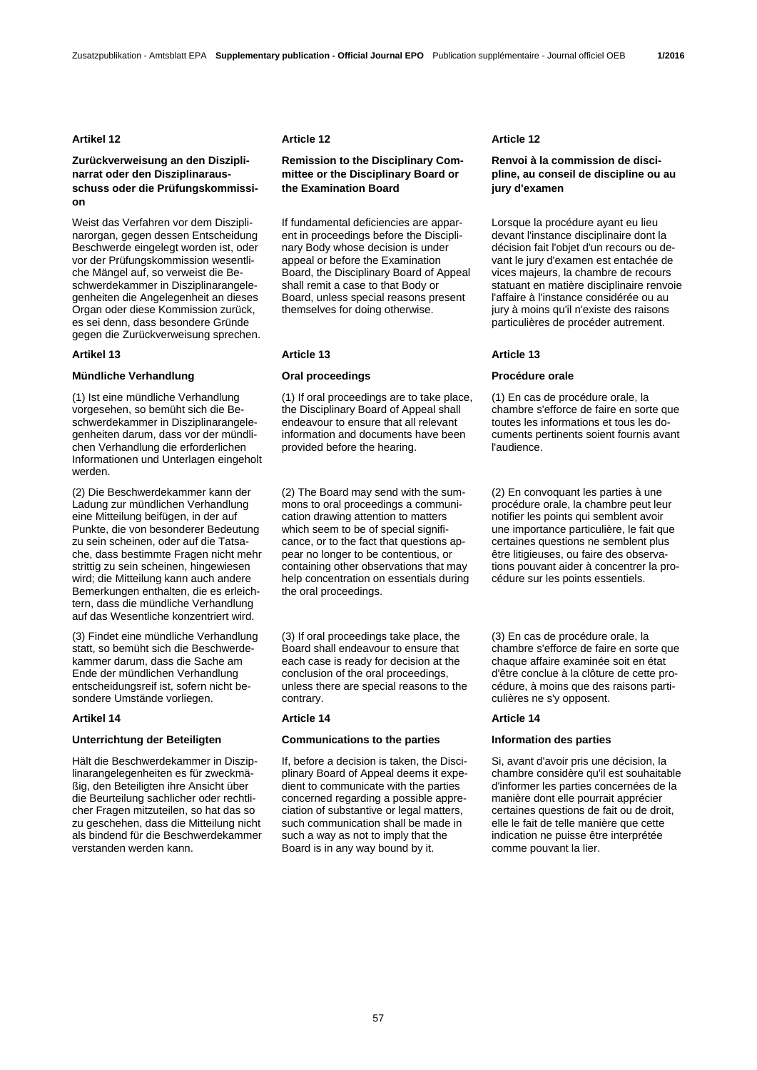### Artikel 12

**Zurückverweisung an den Disziplinarrat oder den Disziplinarausschuss oder die Prüfungskommission**

Weist das Verfahren vor dem Disziplinarorgan, gegen dessen Entscheidung Beschwerde eingelegt worden ist, oder vor der Prüfungskommission wesentliche Mängel auf, so verweist die Beschwerdekammer in Disziplinarangelegenheiten die Angelegenheit an dieses Organ oder diese Kommission zurück, es sei denn, dass besondere Gründe gegen die Zurückverweisung sprechen.

### Artikel 13

**Mündliche Verhandlung**

(1) Ist eine mündliche Verhandlung vorgesehen, so bemüht sich die Beschwerdekammer in Disziplinarangelegenheiten darum, dass vor der mündlichen Verhandlung die erforderlichen Informationen und Unterlagen eingeholt werden.

(2) Die Beschwerdekammer kann der Ladung zur mündlichen Verhandlung eine Mitteilung beifügen, in der auf Punkte, die von besonderer Bedeutung zu sein scheinen, oder auf die Tatsache, dass bestimmte Fragen nicht mehr strittig zu sein scheinen, hingewiesen wird; die Mitteilung kann auch andere Bemerkungen enthalten, die es erleichtern, dass die mündliche Verhandlung auf das Wesentliche konzentriert wird.

(3) Findet eine mündliche Verhandlung statt, so bemüht sich die Beschwerdekammer darum, dass die Sache am Ende der mündlichen Verhandlung entscheidungsreif ist, sofern nicht besondere Umstände vorliegen.

### Artikel 14

**Unterrichtung der Beteiligten**

Hält die Beschwerdekammer in Disziplinarangelegenheiten es für zweckmäßig, den Beteiligten ihre Ansicht über die Beurteilung sachlicher oder rechtlicher Fragen mitzuteilen, so hat das so zu geschehen, dass die Mitteilung nicht als bindend für die Beschwerdekammer verstanden werden kann.

### Article 12

**Remission to the Disciplinary Committee or the Disciplinary Board or the Examination Board**

If fundamental deficiencies are apparent in proceedings before the Disciplinary Body whose decision is under appeal or before the Examination Board, the Disciplinary Board of Appeal shall remit a case to that Body or Board, unless special reasons present themselves for doing otherwise.

### Article 13

**Oral proceedings**

(1) If oral proceedings are to take place, the Disciplinary Board of Appeal shall endeavour to ensure that all relevant information and documents have been provided before the hearing.

(2) The Board may send with the summons to oral proceedings a communication drawing attention to matters which seem to be of special significance, or to the fact that questions appear no longer to be contentious, or containing other observations that may help concentration on essentials during the oral proceedings.

(3) If oral proceedings take place, the Board shall endeavour to ensure that each case is ready for decision at the conclusion of the oral proceedings, unless there are special reasons to the contrary.

### Article 14

**Communications to the parties**

If, before a decision is taken, the Disciplinary Board of Appeal deems it expedient to communicate with the parties concerned regarding a possible appreciation of substantive or legal matters, such communication shall be made in such a way as not to imply that the Board is in any way bound by it.

### Article 12

**Renvoi à la commission de discipline, au conseil de discipline ou au jury d'examen**

Lorsque la procédure ayant eu lieu devant l'instance disciplinaire dont la décision fait l'objet d'un recours ou devant le jury d'examen est entachée de vices majeurs, la chambre de recours statuant en matière disciplinaire renvoie l'affaire à l'instance considérée ou au jury à moins qu'il n'existe des raisons particulières de procéder autrement.

### Article 13

**Procédure orale**

(1) En cas de procédure orale, la chambre s'efforce de faire en sorte que toutes les informations et tous les documents pertinents soient fournis avant l'audience.

(2) En convoquant les parties à une procédure orale, la chambre peut leur notifier les points qui semblent avoir une importance particulière, le fait que certaines questions ne semblent plus être litigieuses, ou faire des observations pouvant aider à concentrer la procédure sur les points essentiels.

(3) En cas de procédure orale, la chambre s'efforce de faire en sorte que chaque affaire examinée soit en état d'être conclue à la clôture de cette procédure, à moins que des raisons particulières ne s'y opposent.

### Article 14

**Information des parties**

Si, avant d'avoir pris une décision, la chambre considère qu'il est souhaitable d'informer les parties concernées de la manière dont elle pourrait apprécier certaines questions de fait ou de droit, elle le fait de telle manière que cette indication ne puisse être interprétée comme pouvant la lier.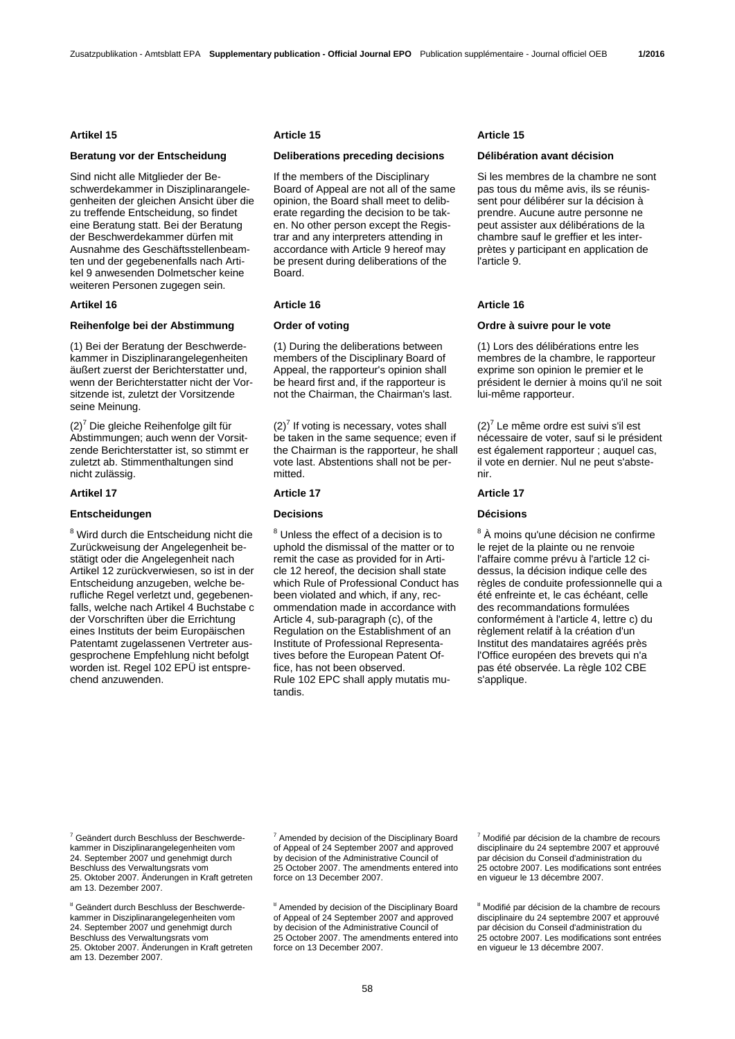**Artikel 15**

**Beratung vor der Entscheidung**

Sind nicht alle Mitglieder der Beschwerdekammer in Disziplinarangelegenheiten der gleichen Ansicht über die zu treffende Entscheidung, so findet eine Beratung statt. Bei der Beratung der Beschwerdekammer dürfen mit Ausnahme des Geschäftsstellenbeamten und der gegebenenfalls nach Artikel 9 anwesenden Dolmetscher keine weiteren Personen zugegen sein.

**Artikel 16**

**Reihenfolge bei der Abstimmung**

(1) Bei der Beratung der Beschwerdekammer in Disziplinarangelegenheiten äußert zuerst der Berichterstatter und, wenn der Berichterstatter nicht der Vorsitzende ist, zuletzt der Vorsitzende seine Meinung.

(2)[7] Die gleiche Reihenfolge gilt für Abstimmungen; auch wenn der Vorsitzende Berichterstatter ist, so stimmt er zuletzt ab. Stimmenthaltungen sind nicht zulässig.

**Artikel 17**

**Entscheidungen**

[8] Wird durch die Entscheidung nicht die Zurückweisung der Angelegenheit bestätigt oder die Angelegenheit nach Artikel 12 zurückverwiesen, so ist in der Entscheidung anzugeben, welche berufliche Regel verletzt und, gegebenenfalls, welche nach Artikel 4 Buchstabe c der Vorschriften über die Errichtung eines Instituts der beim Europäischen Patentamt zugelassenen Vertreter ausgesprochene Empfehlung nicht befolgt worden ist. Regel 102 EPÜ ist entsprechend anzuwenden.

[7] Geändert durch Beschluss der Beschwerdekammer in Disziplinarangelegenheiten vom 24. September 2007 und genehmigt durch Beschluss des Verwaltungsrats vom 25. Oktober 2007. Änderungen in Kraft getreten am 13. Dezember 2007.

[8] Geändert durch Beschluss der Beschwerdekammer in Disziplinarangelegenheiten vom 24. September 2007 und genehmigt durch Beschluss des Verwaltungsrats vom 25. Oktober 2007. Änderungen in Kraft getreten am 13. Dezember 2007.

**Article 15**

**Deliberations preceding decisions**

If the members of the Disciplinary Board of Appeal are not all of the same opinion, the Board shall meet to deliberate regarding the decision to be taken. No other person except the Registrar and any interpreters attending in accordance with Article 9 hereof may be present during deliberations of the Board.

**Article 16**

**Order of voting**

(1) During the deliberations between members of the Disciplinary Board of Appeal, the rapporteur's opinion shall be heard first and, if the rapporteur is not the Chairman, the Chairman's last.

(2)[7] If voting is necessary, votes shall be taken in the same sequence; even if the Chairman is the rapporteur, he shall vote last. Abstentions shall not be permitted.

**Article 17**

**Decisions**

[8] Unless the effect of a decision is to uphold the dismissal of the matter or to remit the case as provided for in Article 12 hereof, the decision shall state which Rule of Professional Conduct has been violated and which, if any, recommendation made in accordance with Article 4, sub-paragraph (c), of the Regulation on the Establishment of an Institute of Professional Representatives before the European Patent Office, has not been observed.
Rule 102 EPC shall apply mutatis mutandis.

[7] Amended by decision of the Disciplinary Board of Appeal of 24 September 2007 and approved by decision of the Administrative Council of 25 October 2007. The amendments entered into force on 13 December 2007.

[8] Amended by decision of the Disciplinary Board of Appeal of 24 September 2007 and approved by decision of the Administrative Council of 25 October 2007. The amendments entered into force on 13 December 2007.

**Article 15**

**Délibération avant décision**

Si les membres de la chambre ne sont pas tous du même avis, ils se réunissent pour délibérer sur la décision à prendre. Aucune autre personne ne peut assister aux délibérations de la chambre sauf le greffier et les interprètes y participant en application de l'article 9.

**Article 16**

**Ordre à suivre pour le vote**

(1) Lors des délibérations entre les membres de la chambre, le rapporteur exprime son opinion le premier et le président le dernier à moins qu'il ne soit lui-même rapporteur.

(2)[7] Le même ordre est suivi s'il est nécessaire de voter, sauf si le président est également rapporteur ; auquel cas, il vote en dernier. Nul ne peut s'abstenir.

**Article 17**

**Décisions**

[8] À moins qu'une décision ne confirme le rejet de la plainte ou ne renvoie l'affaire comme prévu à l'article 12 ci-dessus, la décision indique celle des règles de conduite professionnelle qui a été enfreinte et, le cas échéant, celle des recommandations formulées conformément à l'article 4, lettre c) du règlement relatif à la création d'un Institut des mandataires agréés près l'Office européen des brevets qui n'a pas été observée. La règle 102 CBE s'applique.

[7] Modifié par décision de la chambre de recours disciplinaire du 24 septembre 2007 et approuvé par décision du Conseil d'administration du 25 octobre 2007. Les modifications sont entrées en vigueur le 13 décembre 2007.

[8] Modifié par décision de la chambre de recours disciplinaire du 24 septembre 2007 et approuvé par décision du Conseil d'administration du 25 octobre 2007. Les modifications sont entrées en vigueur le 13 décembre 2007.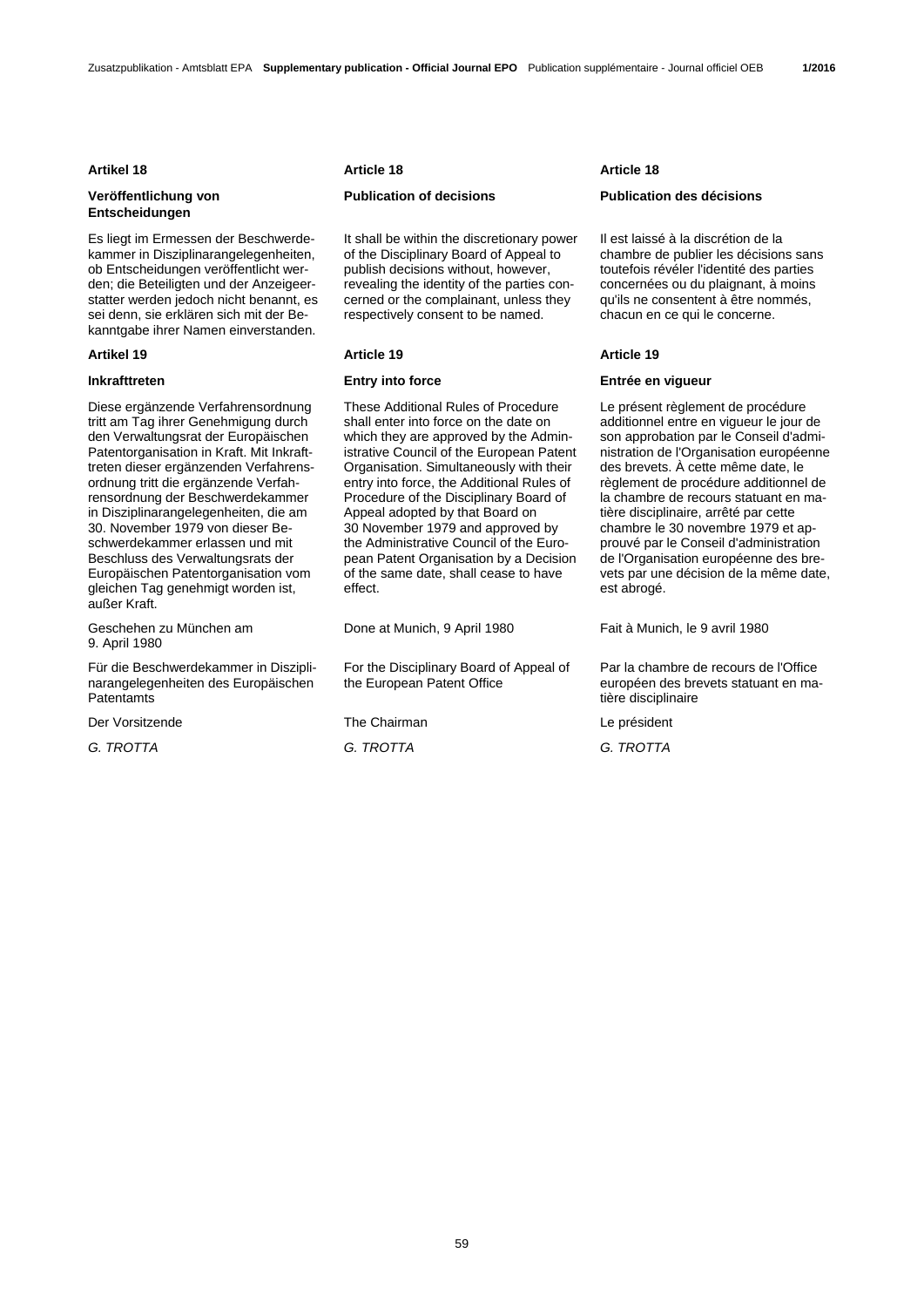## Artikel 18

### Veröffentlichung von Entscheidungen

Es liegt im Ermessen der Beschwerdekammer in Disziplinarangelegenheiten, ob Entscheidungen veröffentlicht werden; die Beteiligten und der Anzeigeerstatter werden jedoch nicht benannt, es sei denn, sie erklären sich mit der Bekanntgabe ihrer Namen einverstanden.

## Artikel 19

### Inkrafttreten

Diese ergänzende Verfahrensordnung tritt am Tag ihrer Genehmigung durch den Verwaltungsrat der Europäischen Patentorganisation in Kraft. Mit Inkrafttreten dieser ergänzenden Verfahrensordnung tritt die ergänzende Verfahrensordnung der Beschwerdekammer in Disziplinarangelegenheiten, die am 30. November 1979 von dieser Beschwerdekammer erlassen und mit Beschluss des Verwaltungsrats der Europäischen Patentorganisation vom gleichen Tag genehmigt worden ist, außer Kraft.

Geschehen zu München am 9. April 1980

Für die Beschwerdekammer in Disziplinarangelegenheiten des Europäischen Patentamts

Der Vorsitzende

*G. TROTTA*

## Article 18

### Publication of decisions

It shall be within the discretionary power of the Disciplinary Board of Appeal to publish decisions without, however, revealing the identity of the parties concerned or the complainant, unless they respectively consent to be named.

## Article 19

### Entry into force

These Additional Rules of Procedure shall enter into force on the date on which they are approved by the Administrative Council of the European Patent Organisation. Simultaneously with their entry into force, the Additional Rules of Procedure of the Disciplinary Board of Appeal adopted by that Board on 30 November 1979 and approved by the Administrative Council of the European Patent Organisation by a Decision of the same date, shall cease to have effect.

Done at Munich, 9 April 1980

For the Disciplinary Board of Appeal of the European Patent Office

The Chairman

*G. TROTTA*

## Article 18

### Publication des décisions

Il est laissé à la discrétion de la chambre de publier les décisions sans toutefois révéler l'identité des parties concernées ou du plaignant, à moins qu'ils ne consentent à être nommés, chacun en ce qui le concerne.

## Article 19

### Entrée en vigueur

Le présent règlement de procédure additionnel entre en vigueur le jour de son approbation par le Conseil d'administration de l'Organisation européenne des brevets. À cette même date, le règlement de procédure additionnel de la chambre de recours statuant en matière disciplinaire, arrêté par cette chambre le 30 novembre 1979 et approuvé par le Conseil d'administration de l'Organisation européenne des brevets par une décision de la même date, est abrogé.

Fait à Munich, le 9 avril 1980

Par la chambre de recours de l'Office européen des brevets statuant en matière disciplinaire

Le président

*G. TROTTA*